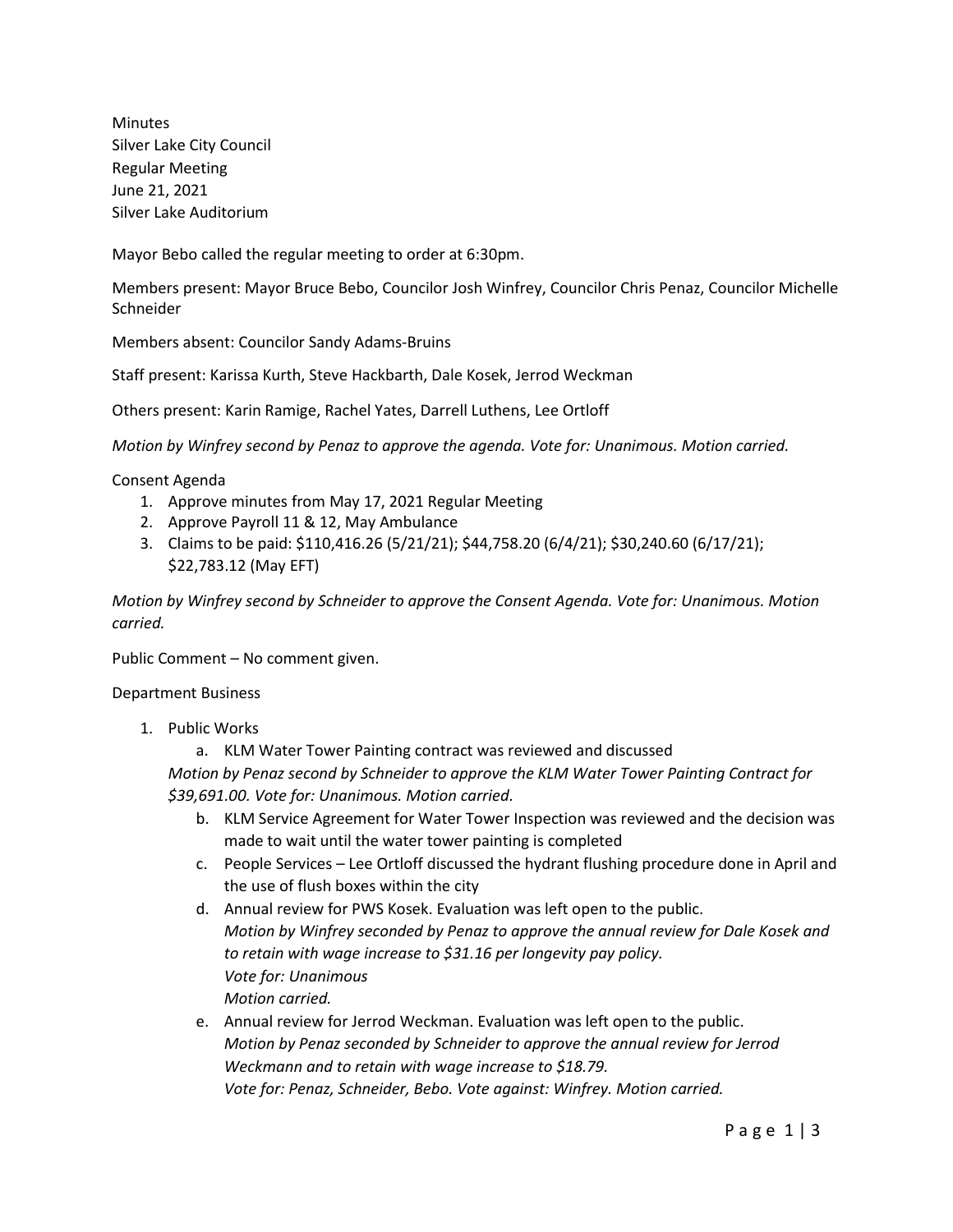Minutes
Silver Lake City Council
Regular Meeting
June 21, 2021
Silver Lake Auditorium

Mayor Bebo called the regular meeting to order at 6:30pm.

Members present: Mayor Bruce Bebo, Councilor Josh Winfrey, Councilor Chris Penaz, Councilor Michelle Schneider

Members absent: Councilor Sandy Adams-Bruins

Staff present: Karissa Kurth, Steve Hackbarth, Dale Kosek, Jerrod Weckman

Others present: Karin Ramige, Rachel Yates, Darrell Luthens, Lee Ortloff

*Motion by Winfrey second by Penaz to approve the agenda. Vote for: Unanimous. Motion carried.*

Consent Agenda

1. Approve minutes from May 17, 2021 Regular Meeting
2. Approve Payroll 11 & 12, May Ambulance
3. Claims to be paid: $110,416.26 (5/21/21); $44,758.20 (6/4/21); $30,240.60 (6/17/21); $22,783.12 (May EFT)

*Motion by Winfrey second by Schneider to approve the Consent Agenda. Vote for: Unanimous. Motion carried.*

Public Comment – No comment given.

Department Business

1. Public Works
   a. KLM Water Tower Painting contract was reviewed and discussed

   *Motion by Penaz second by Schneider to approve the KLM Water Tower Painting Contract for $39,691.00. Vote for: Unanimous. Motion carried.*

   b. KLM Service Agreement for Water Tower Inspection was reviewed and the decision was made to wait until the water tower painting is completed
   c. People Services – Lee Ortloff discussed the hydrant flushing procedure done in April and the use of flush boxes within the city
   d. Annual review for PWS Kosek. Evaluation was left open to the public.
      *Motion by Winfrey seconded by Penaz to approve the annual review for Dale Kosek and to retain with wage increase to $31.16 per longevity pay policy.*
      *Vote for: Unanimous*
      *Motion carried.*
   e. Annual review for Jerrod Weckman. Evaluation was left open to the public.
      *Motion by Penaz seconded by Schneider to approve the annual review for Jerrod Weckmann and to retain with wage increase to $18.79.*
      *Vote for: Penaz, Schneider, Bebo. Vote against: Winfrey. Motion carried.*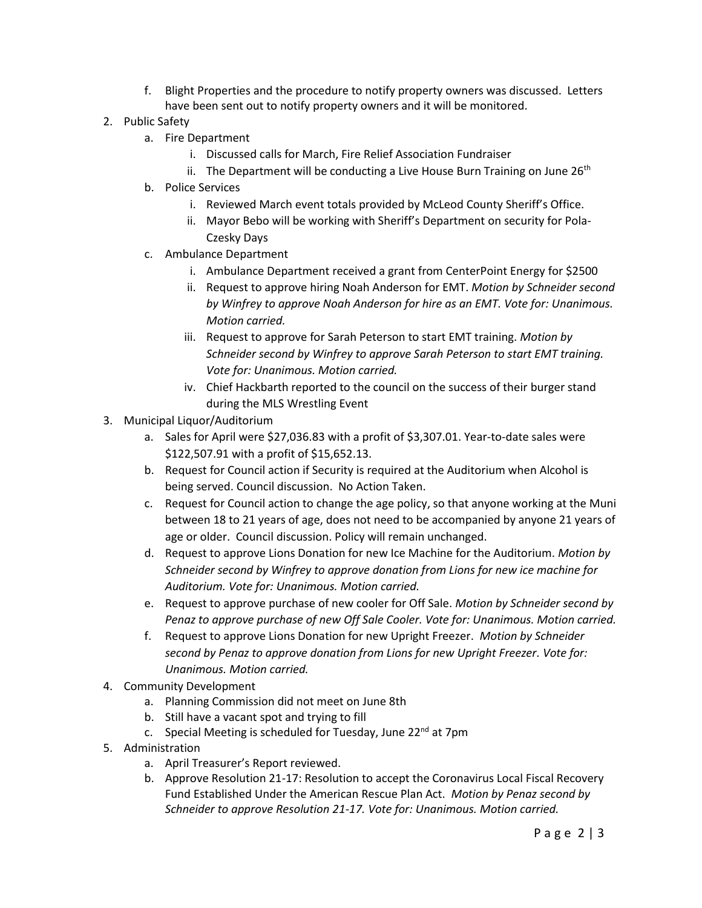f. Blight Properties and the procedure to notify property owners was discussed. Letters have been sent out to notify property owners and it will be monitored.

2. Public Safety
   a. Fire Department
      i. Discussed calls for March, Fire Relief Association Fundraiser
      ii. The Department will be conducting a Live House Burn Training on June 26th
   b. Police Services
      i. Reviewed March event totals provided by McLeod County Sheriff's Office.
      ii. Mayor Bebo will be working with Sheriff's Department on security for Pola-Czesky Days
   c. Ambulance Department
      i. Ambulance Department received a grant from CenterPoint Energy for $2500
      ii. Request to approve hiring Noah Anderson for EMT. *Motion by Schneider second by Winfrey to approve Noah Anderson for hire as an EMT. Vote for: Unanimous. Motion carried.*
      iii. Request to approve for Sarah Peterson to start EMT training. *Motion by Schneider second by Winfrey to approve Sarah Peterson to start EMT training. Vote for: Unanimous. Motion carried.*
      iv. Chief Hackbarth reported to the council on the success of their burger stand during the MLS Wrestling Event

3. Municipal Liquor/Auditorium
   a. Sales for April were $27,036.83 with a profit of $3,307.01. Year-to-date sales were $122,507.91 with a profit of $15,652.13.
   b. Request for Council action if Security is required at the Auditorium when Alcohol is being served. Council discussion. No Action Taken.
   c. Request for Council action to change the age policy, so that anyone working at the Muni between 18 to 21 years of age, does not need to be accompanied by anyone 21 years of age or older. Council discussion. Policy will remain unchanged.
   d. Request to approve Lions Donation for new Ice Machine for the Auditorium. *Motion by Schneider second by Winfrey to approve donation from Lions for new ice machine for Auditorium. Vote for: Unanimous. Motion carried.*
   e. Request to approve purchase of new cooler for Off Sale. *Motion by Schneider second by Penaz to approve purchase of new Off Sale Cooler. Vote for: Unanimous. Motion carried.*
   f. Request to approve Lions Donation for new Upright Freezer. *Motion by Schneider second by Penaz to approve donation from Lions for new Upright Freezer. Vote for: Unanimous. Motion carried.*

4. Community Development
   a. Planning Commission did not meet on June 8th
   b. Still have a vacant spot and trying to fill
   c. Special Meeting is scheduled for Tuesday, June 22nd at 7pm

5. Administration
   a. April Treasurer's Report reviewed.
   b. Approve Resolution 21-17: Resolution to accept the Coronavirus Local Fiscal Recovery Fund Established Under the American Rescue Plan Act. *Motion by Penaz second by Schneider to approve Resolution 21-17. Vote for: Unanimous. Motion carried.*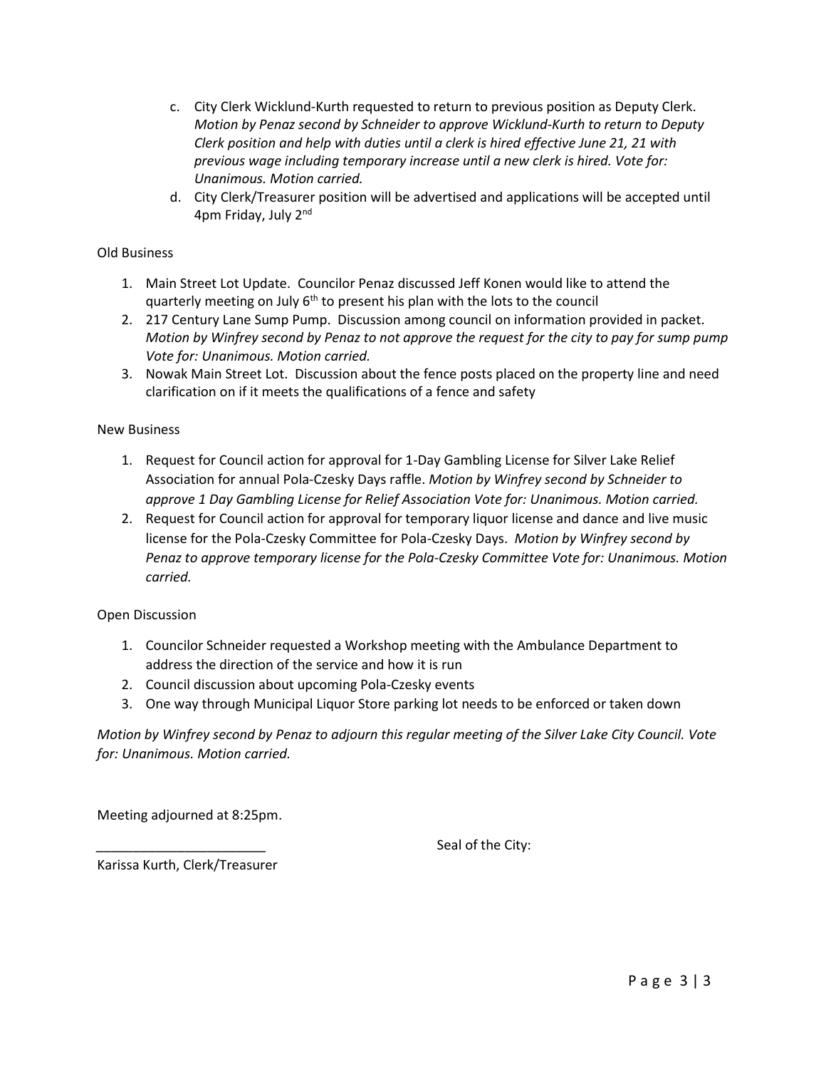c. City Clerk Wicklund-Kurth requested to return to previous position as Deputy Clerk. *Motion by Penaz second by Schneider to approve Wicklund-Kurth to return to Deputy Clerk position and help with duties until a clerk is hired effective June 21, 21 with previous wage including temporary increase until a new clerk is hired. Vote for: Unanimous. Motion carried.*

d. City Clerk/Treasurer position will be advertised and applications will be accepted until 4pm Friday, July 2nd

Old Business

1. Main Street Lot Update. Councilor Penaz discussed Jeff Konen would like to attend the quarterly meeting on July 6th to present his plan with the lots to the council
2. 217 Century Lane Sump Pump. Discussion among council on information provided in packet. *Motion by Winfrey second by Penaz to not approve the request for the city to pay for sump pump Vote for: Unanimous. Motion carried.*
3. Nowak Main Street Lot. Discussion about the fence posts placed on the property line and need clarification on if it meets the qualifications of a fence and safety

New Business

1. Request for Council action for approval for 1-Day Gambling License for Silver Lake Relief Association for annual Pola-Czesky Days raffle. *Motion by Winfrey second by Schneider to approve 1 Day Gambling License for Relief Association Vote for: Unanimous. Motion carried.*
2. Request for Council action for approval for temporary liquor license and dance and live music license for the Pola-Czesky Committee for Pola-Czesky Days. *Motion by Winfrey second by Penaz to approve temporary license for the Pola-Czesky Committee Vote for: Unanimous. Motion carried.*

Open Discussion

1. Councilor Schneider requested a Workshop meeting with the Ambulance Department to address the direction of the service and how it is run
2. Council discussion about upcoming Pola-Czesky events
3. One way through Municipal Liquor Store parking lot needs to be enforced or taken down

*Motion by Winfrey second by Penaz to adjourn this regular meeting of the Silver Lake City Council. Vote for: Unanimous. Motion carried.*

Meeting adjourned at 8:25pm.

_______________________ Seal of the City:

Karissa Kurth, Clerk/Treasurer